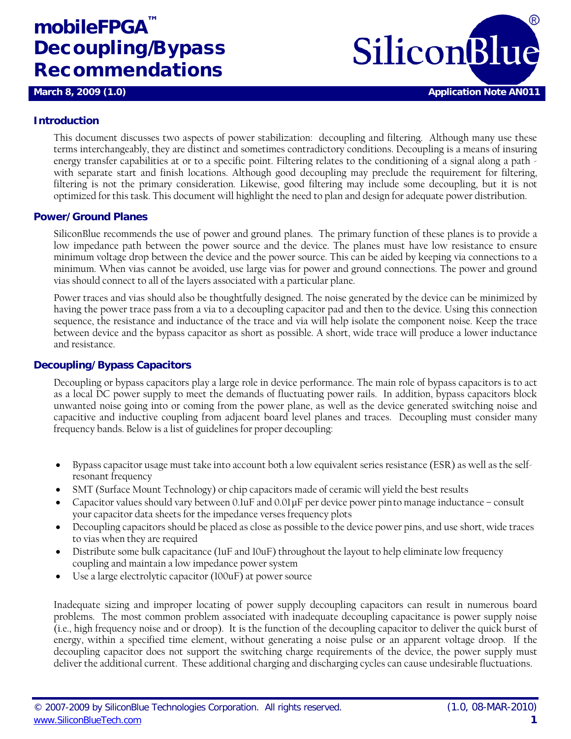# mobileFPGA™ Decoupling/Bypass Recommendations

**March 8, 2009 (1.0)** **Application Note AN011**

## Introduction

This document discusses two aspects of power stabilization: decoupling and filtering. Although many use these terms interchangeably, they are distinct and sometimes contradictory conditions. Decoupling is a means of insuring energy transfer capabilities at or to a specific point. Filtering relates to the conditioning of a signal along a path - with separate start and finish locations. Although good decoupling may preclude the requirement for filtering, filtering is not the primary consideration. Likewise, good filtering may include some decoupling, but it is not optimized for this task. This document will highlight the need to plan and design for adequate power distribution.

## Power/Ground Planes

SiliconBlue recommends the use of power and ground planes. The primary function of these planes is to provide a low impedance path between the power source and the device. The planes must have low resistance to ensure minimum voltage drop between the device and the power source. This can be aided by keeping via connections to a minimum. When vias cannot be avoided, use large vias for power and ground connections. The power and ground vias should connect to all of the layers associated with a particular plane.

Power traces and vias should also be thoughtfully designed. The noise generated by the device can be minimized by having the power trace pass from a via to a decoupling capacitor pad and then to the device. Using this connection sequence, the resistance and inductance of the trace and via will help isolate the component noise. Keep the trace between device and the bypass capacitor as short as possible. A short, wide trace will produce a lower inductance and resistance.

## Decoupling/Bypass Capacitors

Decoupling or bypass capacitors play a large role in device performance. The main role of bypass capacitors is to act as a local DC power supply to meet the demands of fluctuating power rails. In addition, bypass capacitors block unwanted noise going into or coming from the power plane, as well as the device generated switching noise and capacitive and inductive coupling from adjacent board level planes and traces. Decoupling must consider many frequency bands. Below is a list of guidelines for proper decoupling:

- Bypass capacitor usage must take into account both a low equivalent series resistance (ESR) as well as the self-resonant frequency
- SMT (Surface Mount Technology) or chip capacitors made of ceramic will yield the best results
- Capacitor values should vary between 0.1uF and 0.01µF per device power pin to manage inductance – consult your capacitor data sheets for the impedance verses frequency plots
- Decoupling capacitors should be placed as close as possible to the device power pins, and use short, wide traces to vias when they are required
- Distribute some bulk capacitance (1uF and 10uF) throughout the layout to help eliminate low frequency coupling and maintain a low impedance power system
- Use a large electrolytic capacitor (100uF) at power source

Inadequate sizing and improper locating of power supply decoupling capacitors can result in numerous board problems. The most common problem associated with inadequate decoupling capacitance is power supply noise (i.e., high frequency noise and or droop). It is the function of the decoupling capacitor to deliver the quick burst of energy, within a specified time element, without generating a noise pulse or an apparent voltage droop. If the decoupling capacitor does not support the switching charge requirements of the device, the power supply must deliver the additional current. These additional charging and discharging cycles can cause undesirable fluctuations.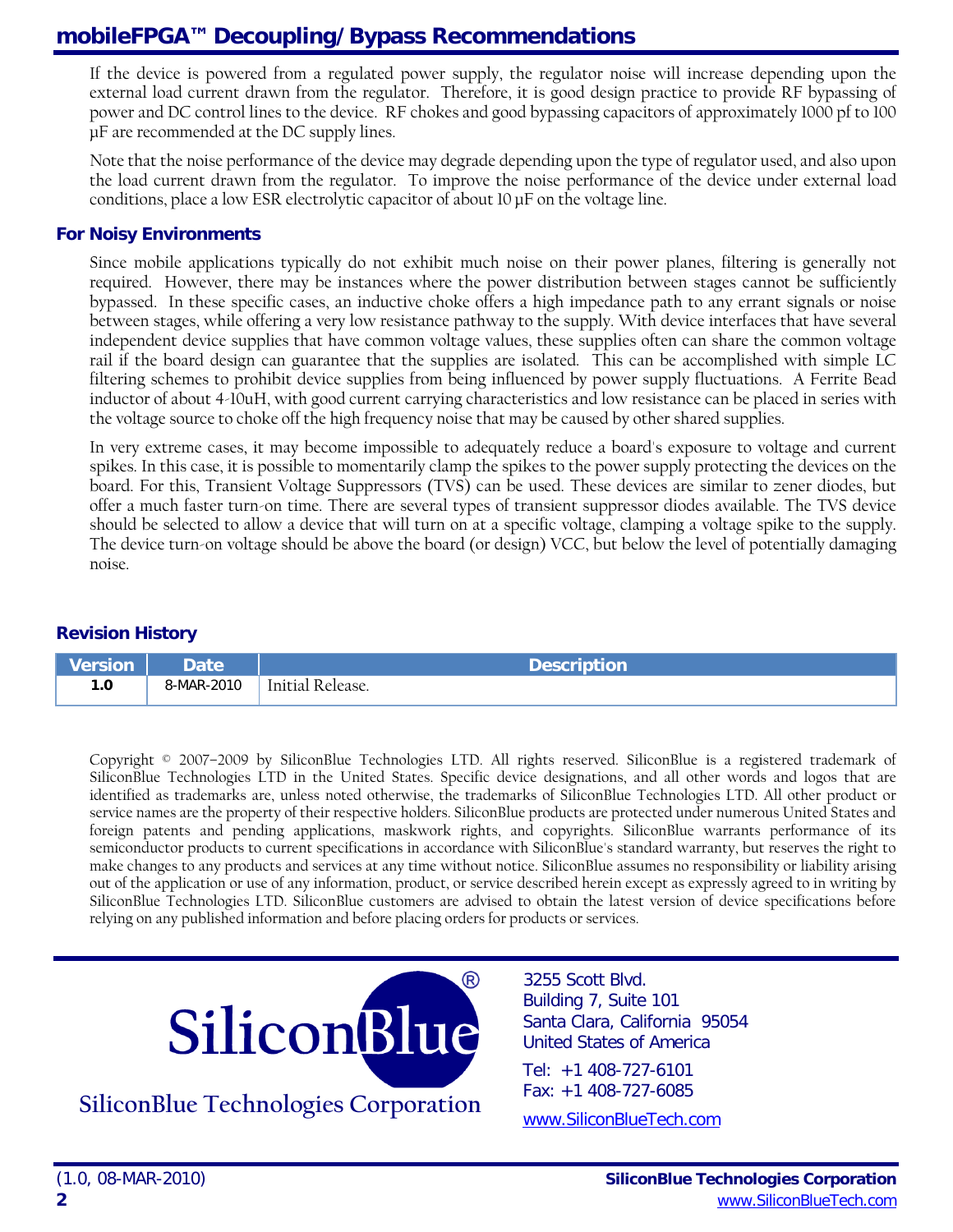If the device is powered from a regulated power supply, the regulator noise will increase depending upon the external load current drawn from the regulator. Therefore, it is good design practice to provide RF bypassing of power and DC control lines to the device. RF chokes and good bypassing capacitors of approximately 1000 pf to 100 µF are recommended at the DC supply lines.

Note that the noise performance of the device may degrade depending upon the type of regulator used, and also upon the load current drawn from the regulator. To improve the noise performance of the device under external load conditions, place a low ESR electrolytic capacitor of about 10 µF on the voltage line.

### For Noisy Environments

Since mobile applications typically do not exhibit much noise on their power planes, filtering is generally not required. However, there may be instances where the power distribution between stages cannot be sufficiently bypassed. In these specific cases, an inductive choke offers a high impedance path to any errant signals or noise between stages, while offering a very low resistance pathway to the supply. With device interfaces that have several independent device supplies that have common voltage values, these supplies often can share the common voltage rail if the board design can guarantee that the supplies are isolated. This can be accomplished with simple LC filtering schemes to prohibit device supplies from being influenced by power supply fluctuations. A Ferrite Bead inductor of about 4-10uH, with good current carrying characteristics and low resistance can be placed in series with the voltage source to choke off the high frequency noise that may be caused by other shared supplies.

In very extreme cases, it may become impossible to adequately reduce a board's exposure to voltage and current spikes. In this case, it is possible to momentarily clamp the spikes to the power supply protecting the devices on the board. For this, Transient Voltage Suppressors (TVS) can be used. These devices are similar to zener diodes, but offer a much faster turn-on time. There are several types of transient suppressor diodes available. The TVS device should be selected to allow a device that will turn on at a specific voltage, clamping a voltage spike to the supply. The device turn-on voltage should be above the board (or design) VCC, but below the level of potentially damaging noise.

### Revision History

| Version | Date | Description |
|---|---|---|
| **1.0** | 8-MAR-2010 | Initial Release. |

Copyright © 2007–2009 by SiliconBlue Technologies LTD. All rights reserved. SiliconBlue is a registered trademark of SiliconBlue Technologies LTD in the United States. Specific device designations, and all other words and logos that are identified as trademarks are, unless noted otherwise, the trademarks of SiliconBlue Technologies LTD. All other product or service names are the property of their respective holders. SiliconBlue products are protected under numerous United States and foreign patents and pending applications, maskwork rights, and copyrights. SiliconBlue warrants performance of its semiconductor products to current specifications in accordance with SiliconBlue's standard warranty, but reserves the right to make changes to any products and services at any time without notice. SiliconBlue assumes no responsibility or liability arising out of the application or use of any information, product, or service described herein except as expressly agreed to in writing by SiliconBlue Technologies LTD. SiliconBlue customers are advised to obtain the latest version of device specifications before relying on any published information and before placing orders for products or services.

SiliconBlue®

SiliconBlue Technologies Corporation

3255 Scott Blvd.
Building 7, Suite 101
Santa Clara, California 95054
United States of America

Tel: +1 408-727-6101
Fax: +1 408-727-6085

www.SiliconBlueTech.com